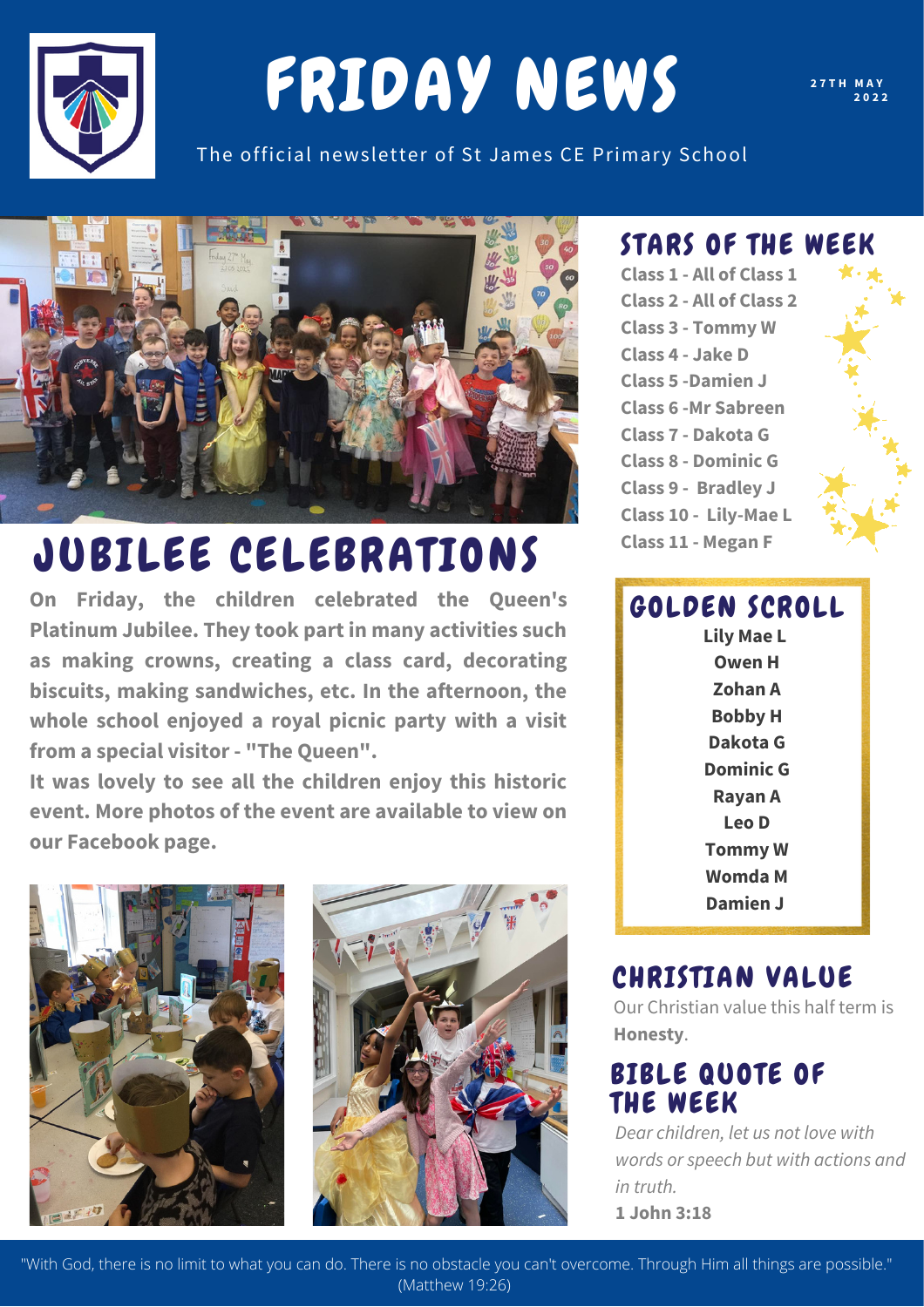# FRIDAY NEWS

27TH MAY 2022

The official newsletter of St James CE Primary School

## JUBILEE CELEBRATIONS

**On Friday, the children celebrated the Queen's Platinum Jubilee. They took part in many activities such as making crowns, creating a class card, decorating biscuits, making sandwiches, etc. In the afternoon, the whole school enjoyed a royal picnic party with a visit from a special visitor - "The Queen".**

**It was lovely to see all the children enjoy this historic event. More photos of the event are available to view on our Facebook page.**

## STARS OF THE WEEK

**Class 1 - All of Class 1**
**Class 2 - All of Class 2**
**Class 3 - Tommy W**
**Class 4 - Jake D**
**Class 5 -Damien J**
**Class 6 -Mr Sabreen**
**Class 7 - Dakota G**
**Class 8 - Dominic G**
**Class 9 - Bradley J**
**Class 10 - Lily-Mae L**
**Class 11 - Megan F**

## GOLDEN SCROLL

**Lily Mae L**
**Owen H**
**Zohan A**
**Bobby H**
**Dakota G**
**Dominic G**
**Rayan A**
**Leo D**
**Tommy W**
**Womda M**
**Damien J**

## CHRISTIAN VALUE

Our Christian value this half term is **Honesty**.

## BIBLE QUOTE OF THE WEEK

*Dear children, let us not love with words or speech but with actions and in truth.*
**1 John 3:18**

"With God, there is no limit to what you can do. There is no obstacle you can't overcome. Through Him all things are possible." (Matthew 19:26)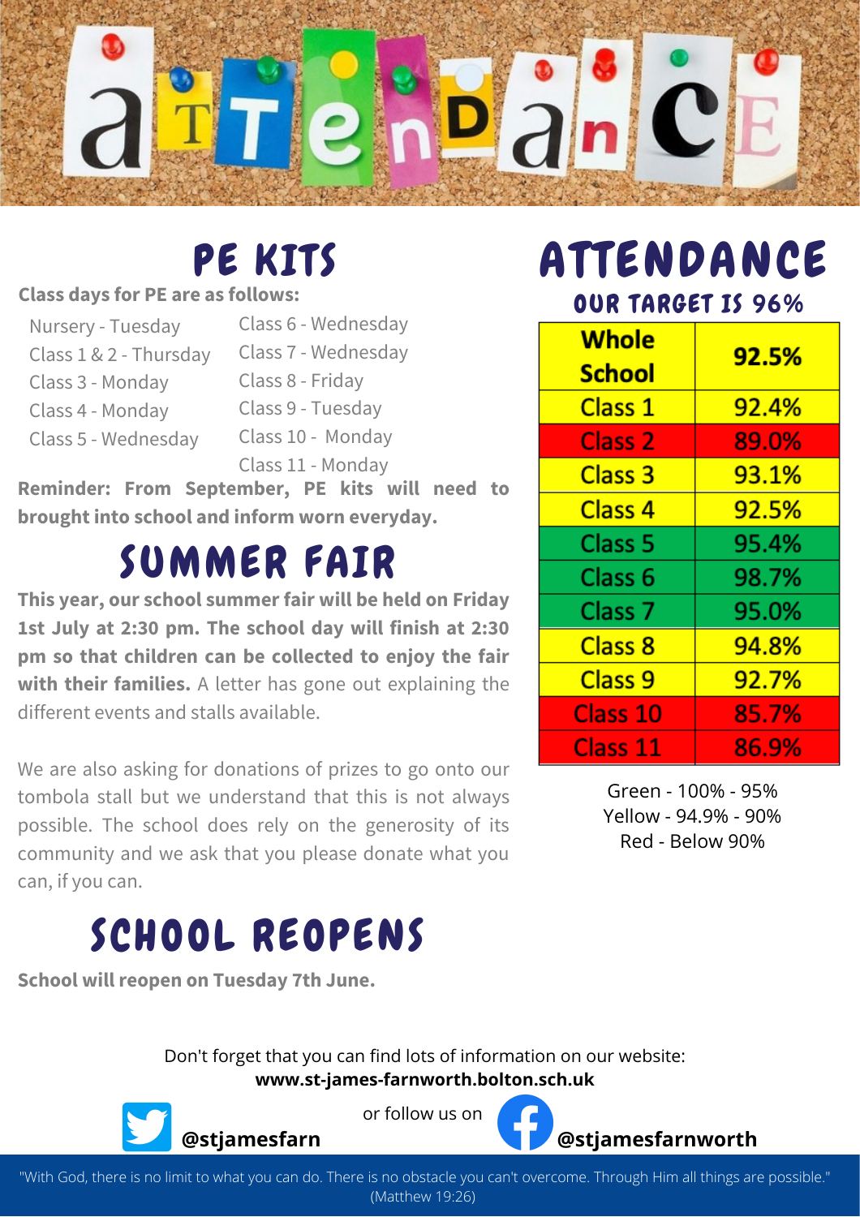# attendance

## PE KITS

**Class days for PE are as follows:**

- Nursery - Tuesday
- Class 1 & 2 - Thursday
- Class 3 - Monday
- Class 4 - Monday
- Class 5 - Wednesday
- Class 6 - Wednesday
- Class 7 - Wednesday
- Class 8 - Friday
- Class 9 - Tuesday
- Class 10 - Monday
- Class 11 - Monday

**Reminder: From September, PE kits will need to brought into school and inform worn everyday.**

## SUMMER FAIR

**This year, our school summer fair will be held on Friday 1st July at 2:30 pm. The school day will finish at 2:30 pm so that children can be collected to enjoy the fair with their families.** A letter has gone out explaining the different events and stalls available.

We are also asking for donations of prizes to go onto our tombola stall but we understand that this is not always possible. The school does rely on the generosity of its community and we ask that you please donate what you can, if you can.

## SCHOOL REOPENS

**School will reopen on Tuesday 7th June.**

## ATTENDANCE

### OUR TARGET IS 96%

| | |
|---|---|
| **Whole School** | **92.5%** |
| Class 1 | 92.4% |
| Class 2 | 89.0% |
| Class 3 | 93.1% |
| Class 4 | 92.5% |
| Class 5 | 95.4% |
| Class 6 | 98.7% |
| Class 7 | 95.0% |
| Class 8 | 94.8% |
| Class 9 | 92.7% |
| Class 10 | 85.7% |
| Class 11 | 86.9% |

Green - 100% - 95%
Yellow - 94.9% - 90%
Red - Below 90%

Don't forget that you can find lots of information on our website:
**www.st-james-farnworth.bolton.sch.uk**

**@stjamesfarn** or follow us on **@stjamesfarnworth**

"With God, there is no limit to what you can do. There is no obstacle you can't overcome. Through Him all things are possible." (Matthew 19:26)